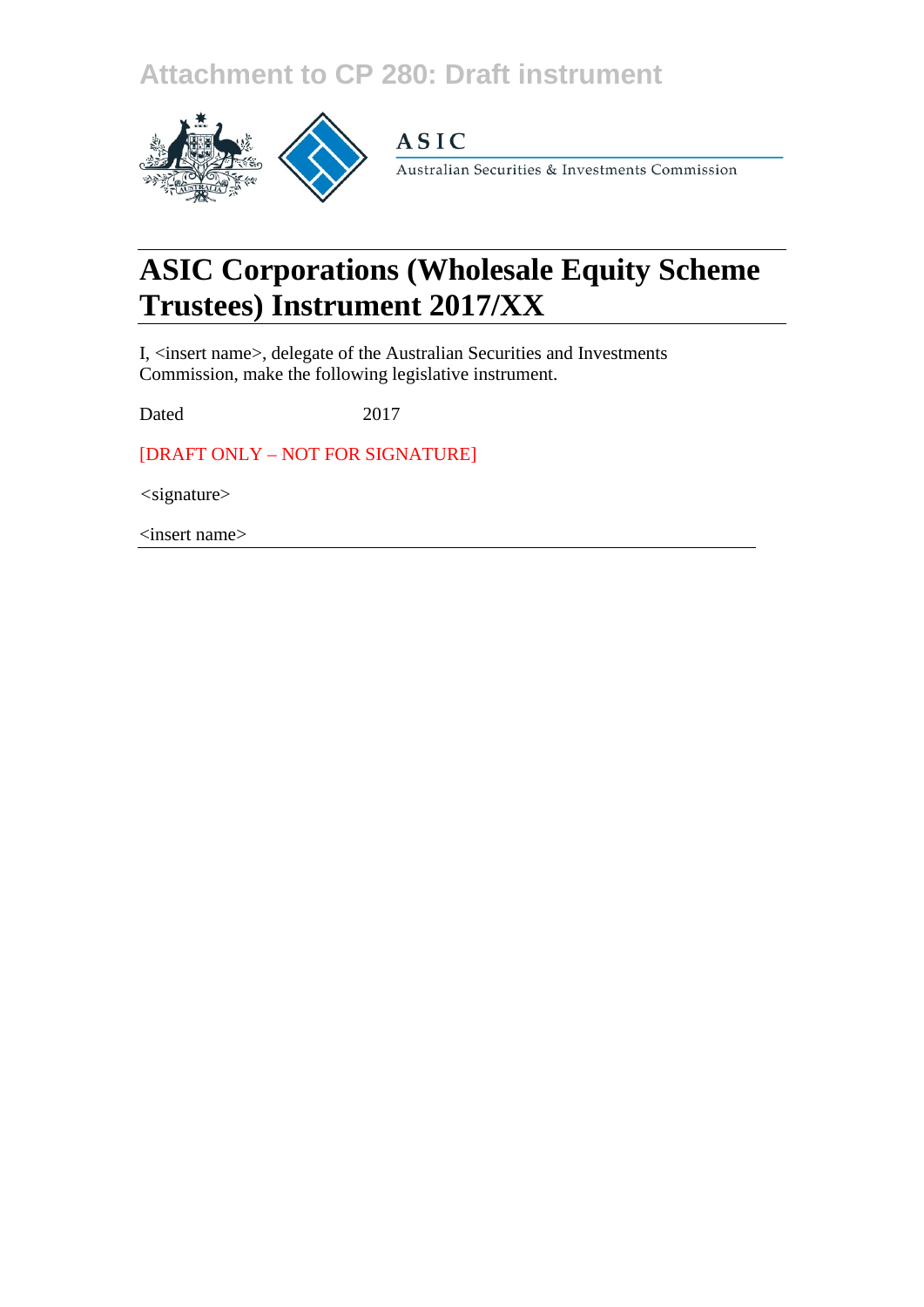Attachment to CP 280: Draft instrument

ASIC

Australian Securities & Investments Commission

# ASIC Corporations (Wholesale Equity Scheme Trustees) Instrument 2017/XX

I, <insert name>, delegate of the Australian Securities and Investments Commission, make the following legislative instrument.

Dated 2017

[DRAFT ONLY – NOT FOR SIGNATURE]

<signature>

<insert name>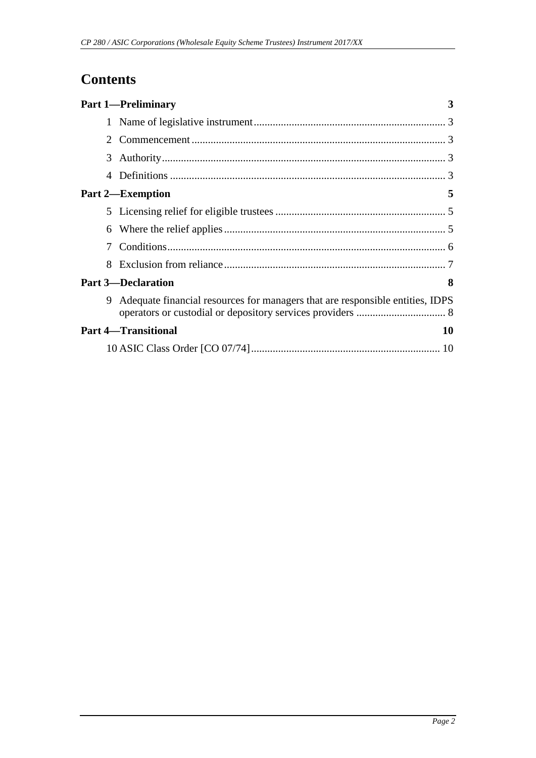# Contents

**Part 1—Preliminary** 3

1 Name of legislative instrument 3

2 Commencement 3

3 Authority 3

4 Definitions 3

**Part 2—Exemption** 5

5 Licensing relief for eligible trustees 5

6 Where the relief applies 5

7 Conditions 6

8 Exclusion from reliance 7

**Part 3—Declaration** 8

9 Adequate financial resources for managers that are responsible entities, IDPS operators or custodial or depository services providers 8

**Part 4—Transitional** 10

10 ASIC Class Order [CO 07/74] 10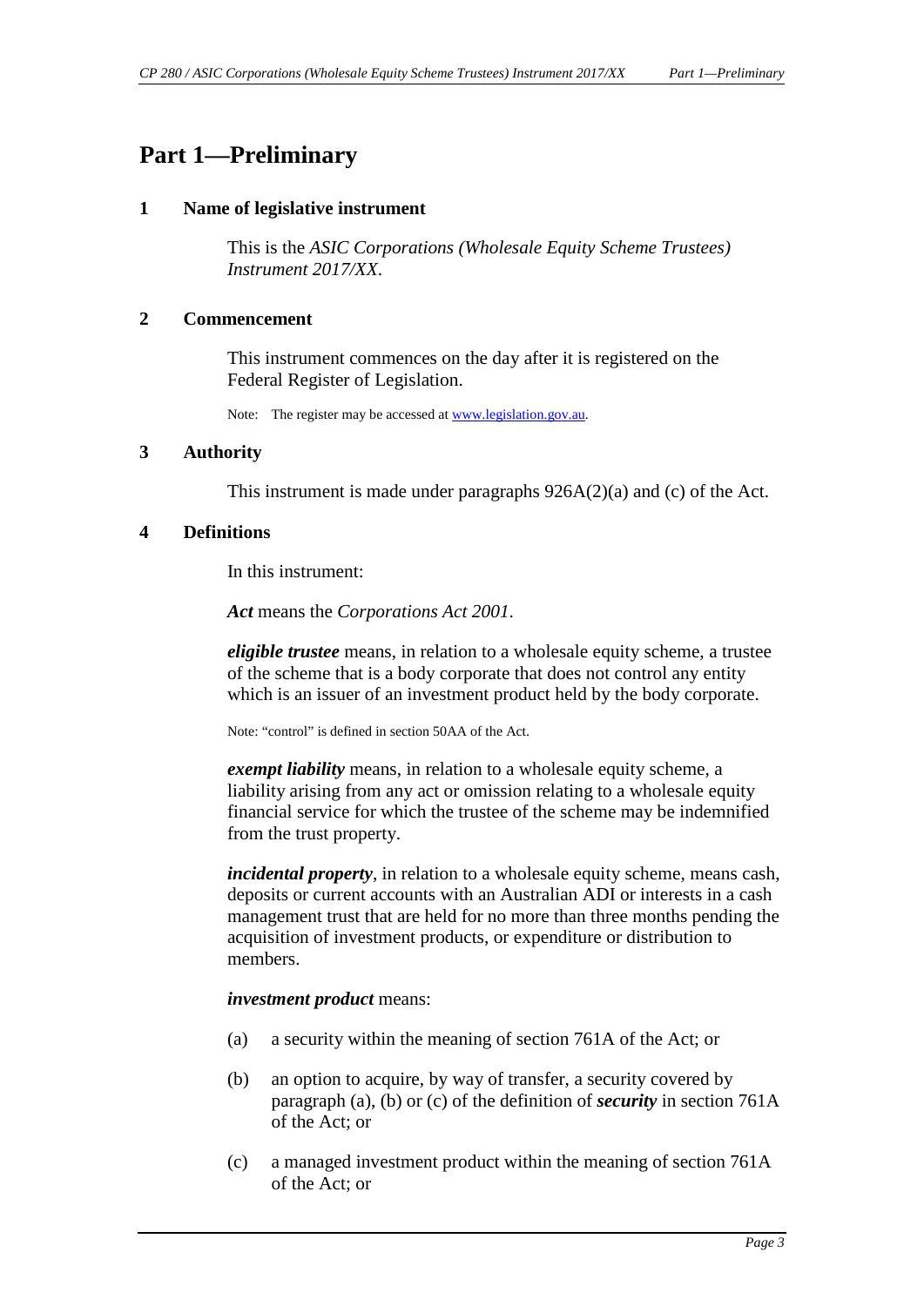# Part 1—Preliminary

## 1 Name of legislative instrument

This is the *ASIC Corporations (Wholesale Equity Scheme Trustees) Instrument 2017/XX*.

## 2 Commencement

This instrument commences on the day after it is registered on the Federal Register of Legislation.

Note: The register may be accessed at www.legislation.gov.au.

## 3 Authority

This instrument is made under paragraphs 926A(2)(a) and (c) of the Act.

## 4 Definitions

In this instrument:

***Act*** means the *Corporations Act 2001*.

***eligible trustee*** means, in relation to a wholesale equity scheme, a trustee of the scheme that is a body corporate that does not control any entity which is an issuer of an investment product held by the body corporate.

Note: "control" is defined in section 50AA of the Act.

***exempt liability*** means, in relation to a wholesale equity scheme, a liability arising from any act or omission relating to a wholesale equity financial service for which the trustee of the scheme may be indemnified from the trust property.

***incidental property***, in relation to a wholesale equity scheme, means cash, deposits or current accounts with an Australian ADI or interests in a cash management trust that are held for no more than three months pending the acquisition of investment products, or expenditure or distribution to members.

***investment product*** means:

(a) a security within the meaning of section 761A of the Act; or

(b) an option to acquire, by way of transfer, a security covered by paragraph (a), (b) or (c) of the definition of ***security*** in section 761A of the Act; or

(c) a managed investment product within the meaning of section 761A of the Act; or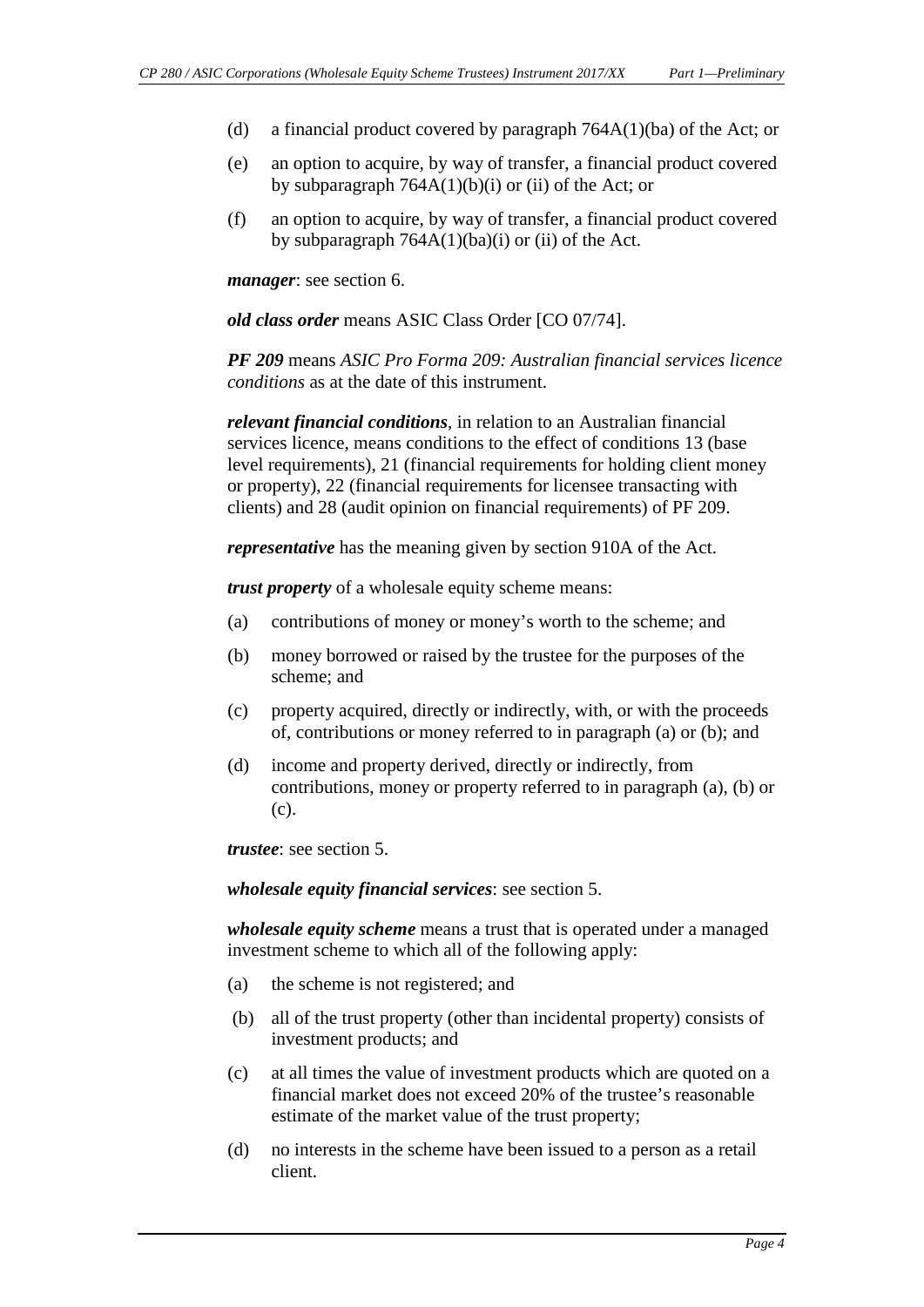(d) a financial product covered by paragraph 764A(1)(ba) of the Act; or

(e) an option to acquire, by way of transfer, a financial product covered by subparagraph 764A(1)(b)(i) or (ii) of the Act; or

(f) an option to acquire, by way of transfer, a financial product covered by subparagraph 764A(1)(ba)(i) or (ii) of the Act.

***manager***: see section 6.

***old class order*** means ASIC Class Order [CO 07/74].

***PF 209*** means *ASIC Pro Forma 209: Australian financial services licence conditions* as at the date of this instrument.

***relevant financial conditions***, in relation to an Australian financial services licence, means conditions to the effect of conditions 13 (base level requirements), 21 (financial requirements for holding client money or property), 22 (financial requirements for licensee transacting with clients) and 28 (audit opinion on financial requirements) of PF 209.

***representative*** has the meaning given by section 910A of the Act.

***trust property*** of a wholesale equity scheme means:

(a) contributions of money or money's worth to the scheme; and

(b) money borrowed or raised by the trustee for the purposes of the scheme; and

(c) property acquired, directly or indirectly, with, or with the proceeds of, contributions or money referred to in paragraph (a) or (b); and

(d) income and property derived, directly or indirectly, from contributions, money or property referred to in paragraph (a), (b) or (c).

***trustee***: see section 5.

***wholesale equity financial services***: see section 5.

***wholesale equity scheme*** means a trust that is operated under a managed investment scheme to which all of the following apply:

(a) the scheme is not registered; and

(b) all of the trust property (other than incidental property) consists of investment products; and

(c) at all times the value of investment products which are quoted on a financial market does not exceed 20% of the trustee's reasonable estimate of the market value of the trust property;

(d) no interests in the scheme have been issued to a person as a retail client.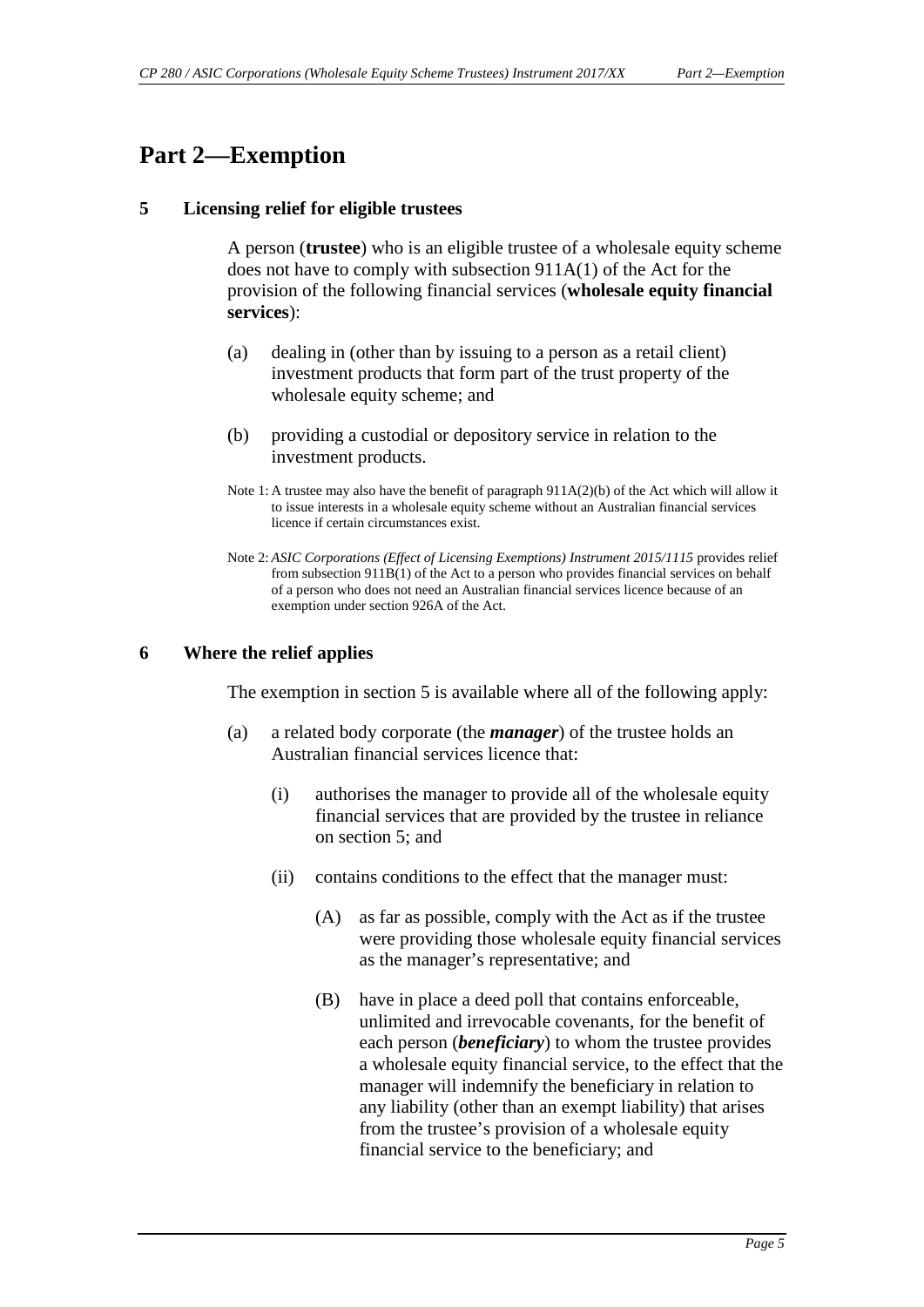# Part 2—Exemption

## 5 Licensing relief for eligible trustees

A person (**trustee**) who is an eligible trustee of a wholesale equity scheme does not have to comply with subsection 911A(1) of the Act for the provision of the following financial services (**wholesale equity financial services**):

(a) dealing in (other than by issuing to a person as a retail client) investment products that form part of the trust property of the wholesale equity scheme; and

(b) providing a custodial or depository service in relation to the investment products.

Note 1: A trustee may also have the benefit of paragraph 911A(2)(b) of the Act which will allow it to issue interests in a wholesale equity scheme without an Australian financial services licence if certain circumstances exist.

Note 2: *ASIC Corporations (Effect of Licensing Exemptions) Instrument 2015/1115* provides relief from subsection 911B(1) of the Act to a person who provides financial services on behalf of a person who does not need an Australian financial services licence because of an exemption under section 926A of the Act.

## 6 Where the relief applies

The exemption in section 5 is available where all of the following apply:

(a) a related body corporate (the ***manager***) of the trustee holds an Australian financial services licence that:

(i) authorises the manager to provide all of the wholesale equity financial services that are provided by the trustee in reliance on section 5; and

(ii) contains conditions to the effect that the manager must:

(A) as far as possible, comply with the Act as if the trustee were providing those wholesale equity financial services as the manager's representative; and

(B) have in place a deed poll that contains enforceable, unlimited and irrevocable covenants, for the benefit of each person (***beneficiary***) to whom the trustee provides a wholesale equity financial service, to the effect that the manager will indemnify the beneficiary in relation to any liability (other than an exempt liability) that arises from the trustee's provision of a wholesale equity financial service to the beneficiary; and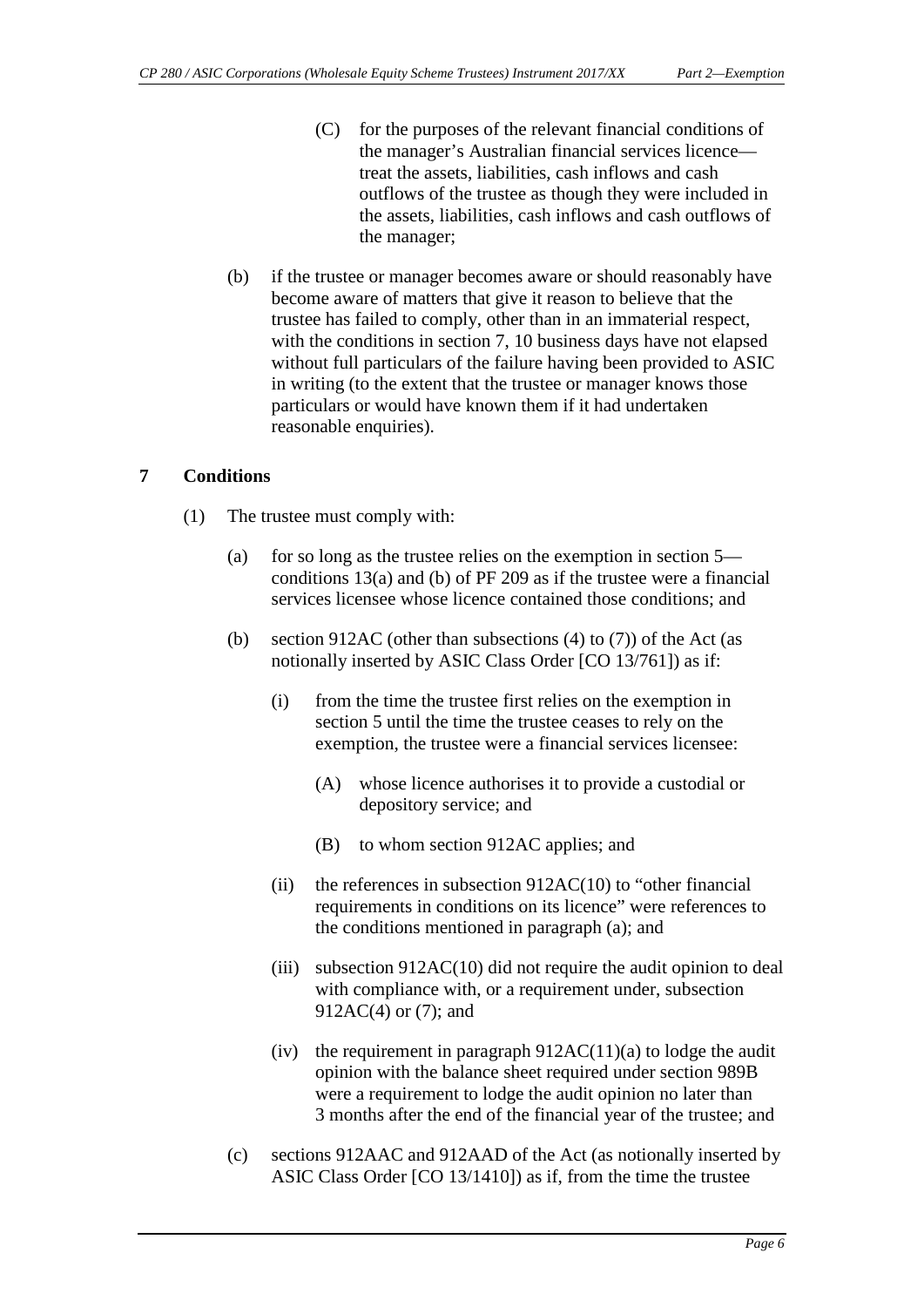(C) for the purposes of the relevant financial conditions of the manager's Australian financial services licence—treat the assets, liabilities, cash inflows and cash outflows of the trustee as though they were included in the assets, liabilities, cash inflows and cash outflows of the manager;

(b) if the trustee or manager becomes aware or should reasonably have become aware of matters that give it reason to believe that the trustee has failed to comply, other than in an immaterial respect, with the conditions in section 7, 10 business days have not elapsed without full particulars of the failure having been provided to ASIC in writing (to the extent that the trustee or manager knows those particulars or would have known them if it had undertaken reasonable enquiries).

## 7 Conditions

(1) The trustee must comply with:

(a) for so long as the trustee relies on the exemption in section 5—conditions 13(a) and (b) of PF 209 as if the trustee were a financial services licensee whose licence contained those conditions; and

(b) section 912AC (other than subsections (4) to (7)) of the Act (as notionally inserted by ASIC Class Order [CO 13/761]) as if:

(i) from the time the trustee first relies on the exemption in section 5 until the time the trustee ceases to rely on the exemption, the trustee were a financial services licensee:

(A) whose licence authorises it to provide a custodial or depository service; and

(B) to whom section 912AC applies; and

(ii) the references in subsection 912AC(10) to "other financial requirements in conditions on its licence" were references to the conditions mentioned in paragraph (a); and

(iii) subsection 912AC(10) did not require the audit opinion to deal with compliance with, or a requirement under, subsection 912AC(4) or (7); and

(iv) the requirement in paragraph 912AC(11)(a) to lodge the audit opinion with the balance sheet required under section 989B were a requirement to lodge the audit opinion no later than 3 months after the end of the financial year of the trustee; and

(c) sections 912AAC and 912AAD of the Act (as notionally inserted by ASIC Class Order [CO 13/1410]) as if, from the time the trustee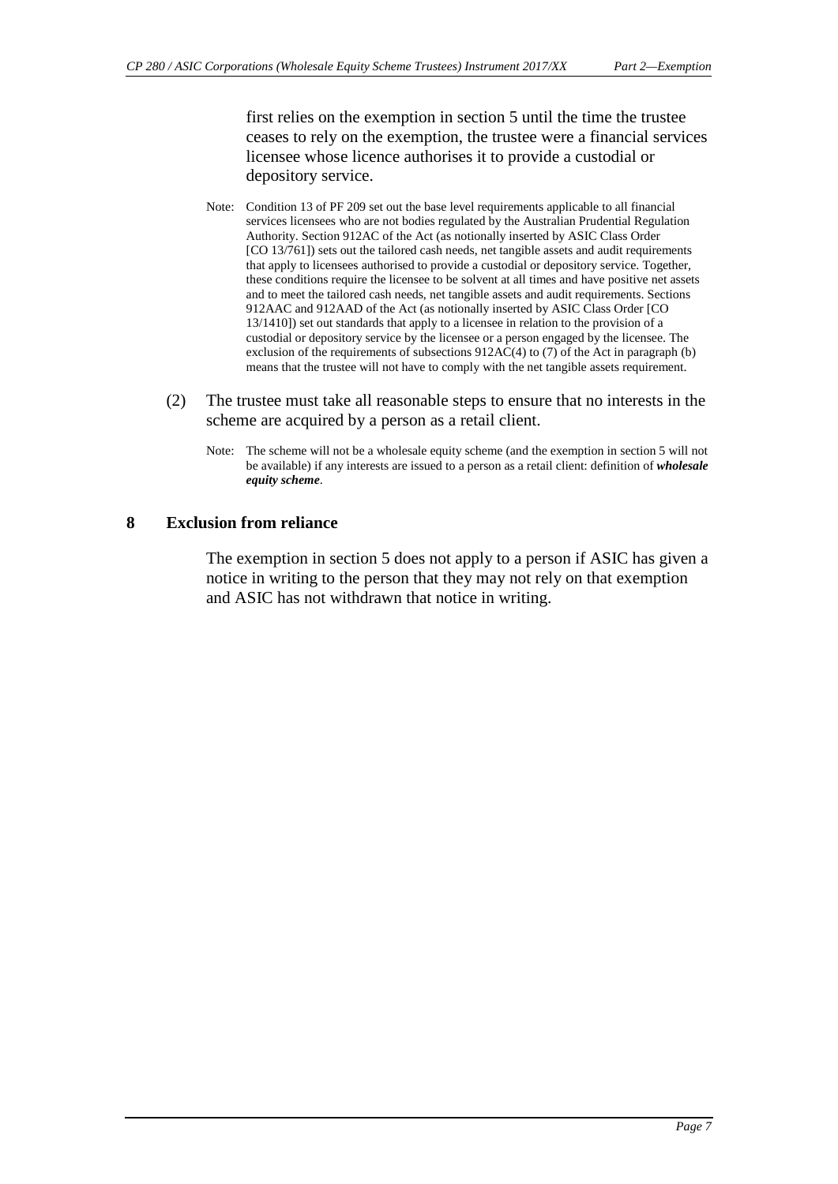first relies on the exemption in section 5 until the time the trustee ceases to rely on the exemption, the trustee were a financial services licensee whose licence authorises it to provide a custodial or depository service.

Note: Condition 13 of PF 209 set out the base level requirements applicable to all financial services licensees who are not bodies regulated by the Australian Prudential Regulation Authority. Section 912AC of the Act (as notionally inserted by ASIC Class Order [CO 13/761]) sets out the tailored cash needs, net tangible assets and audit requirements that apply to licensees authorised to provide a custodial or depository service. Together, these conditions require the licensee to be solvent at all times and have positive net assets and to meet the tailored cash needs, net tangible assets and audit requirements. Sections 912AAC and 912AAD of the Act (as notionally inserted by ASIC Class Order [CO 13/1410]) set out standards that apply to a licensee in relation to the provision of a custodial or depository service by the licensee or a person engaged by the licensee. The exclusion of the requirements of subsections 912AC(4) to (7) of the Act in paragraph (b) means that the trustee will not have to comply with the net tangible assets requirement.

(2) The trustee must take all reasonable steps to ensure that no interests in the scheme are acquired by a person as a retail client.

Note: The scheme will not be a wholesale equity scheme (and the exemption in section 5 will not be available) if any interests are issued to a person as a retail client: definition of ***wholesale equity scheme***.

## 8 Exclusion from reliance

The exemption in section 5 does not apply to a person if ASIC has given a notice in writing to the person that they may not rely on that exemption and ASIC has not withdrawn that notice in writing.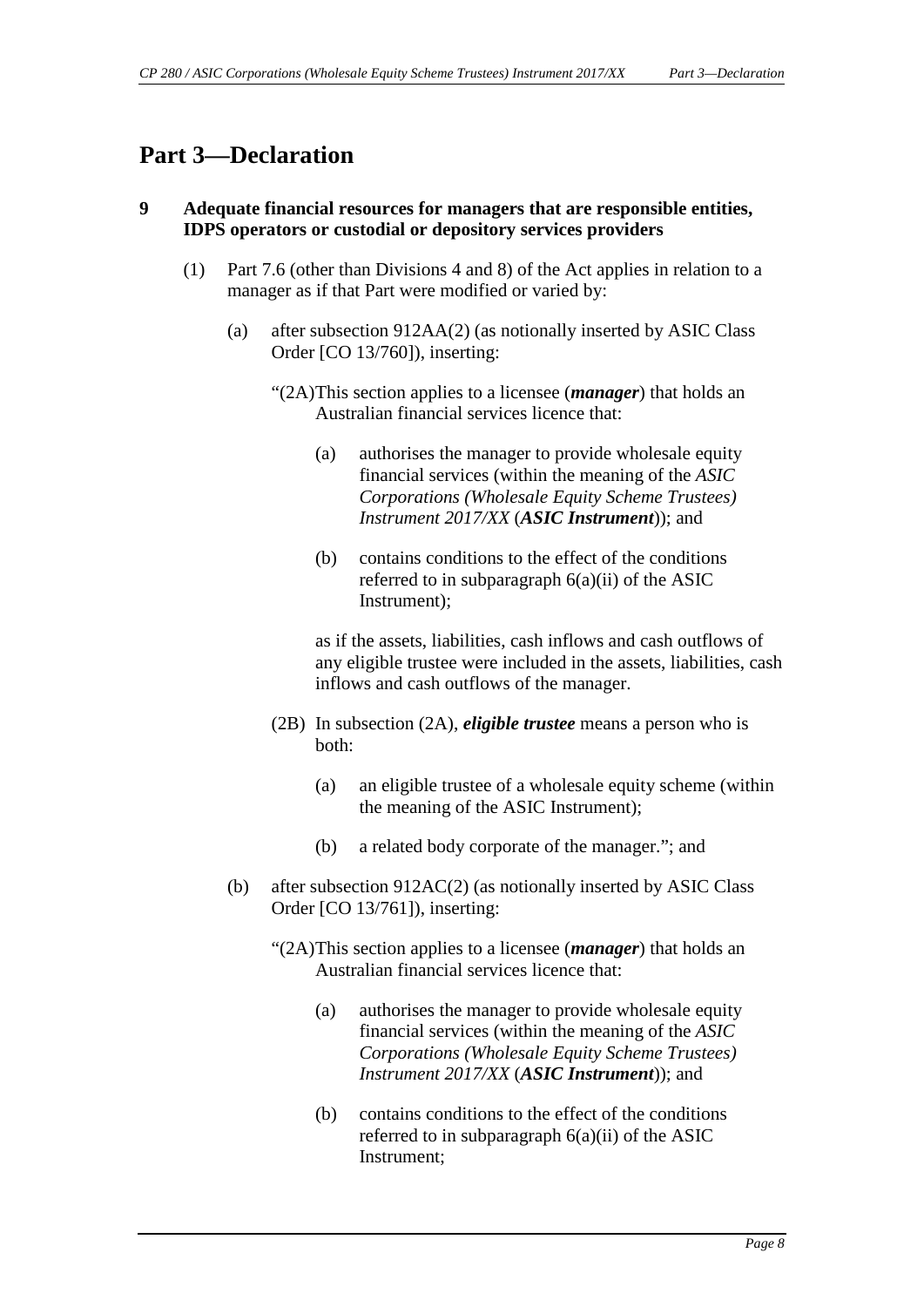# Part 3—Declaration

**9 Adequate financial resources for managers that are responsible entities, IDPS operators or custodial or depository services providers**

(1) Part 7.6 (other than Divisions 4 and 8) of the Act applies in relation to a manager as if that Part were modified or varied by:

(a) after subsection 912AA(2) (as notionally inserted by ASIC Class Order [CO 13/760]), inserting:

"(2A) This section applies to a licensee (***manager***) that holds an Australian financial services licence that:

(a) authorises the manager to provide wholesale equity financial services (within the meaning of the *ASIC Corporations (Wholesale Equity Scheme Trustees) Instrument 2017/XX* (***ASIC Instrument***)); and

(b) contains conditions to the effect of the conditions referred to in subparagraph 6(a)(ii) of the ASIC Instrument);

as if the assets, liabilities, cash inflows and cash outflows of any eligible trustee were included in the assets, liabilities, cash inflows and cash outflows of the manager.

(2B) In subsection (2A), ***eligible trustee*** means a person who is both:

(a) an eligible trustee of a wholesale equity scheme (within the meaning of the ASIC Instrument);

(b) a related body corporate of the manager."; and

(b) after subsection 912AC(2) (as notionally inserted by ASIC Class Order [CO 13/761]), inserting:

"(2A) This section applies to a licensee (***manager***) that holds an Australian financial services licence that:

(a) authorises the manager to provide wholesale equity financial services (within the meaning of the *ASIC Corporations (Wholesale Equity Scheme Trustees) Instrument 2017/XX* (***ASIC Instrument***)); and

(b) contains conditions to the effect of the conditions referred to in subparagraph 6(a)(ii) of the ASIC Instrument;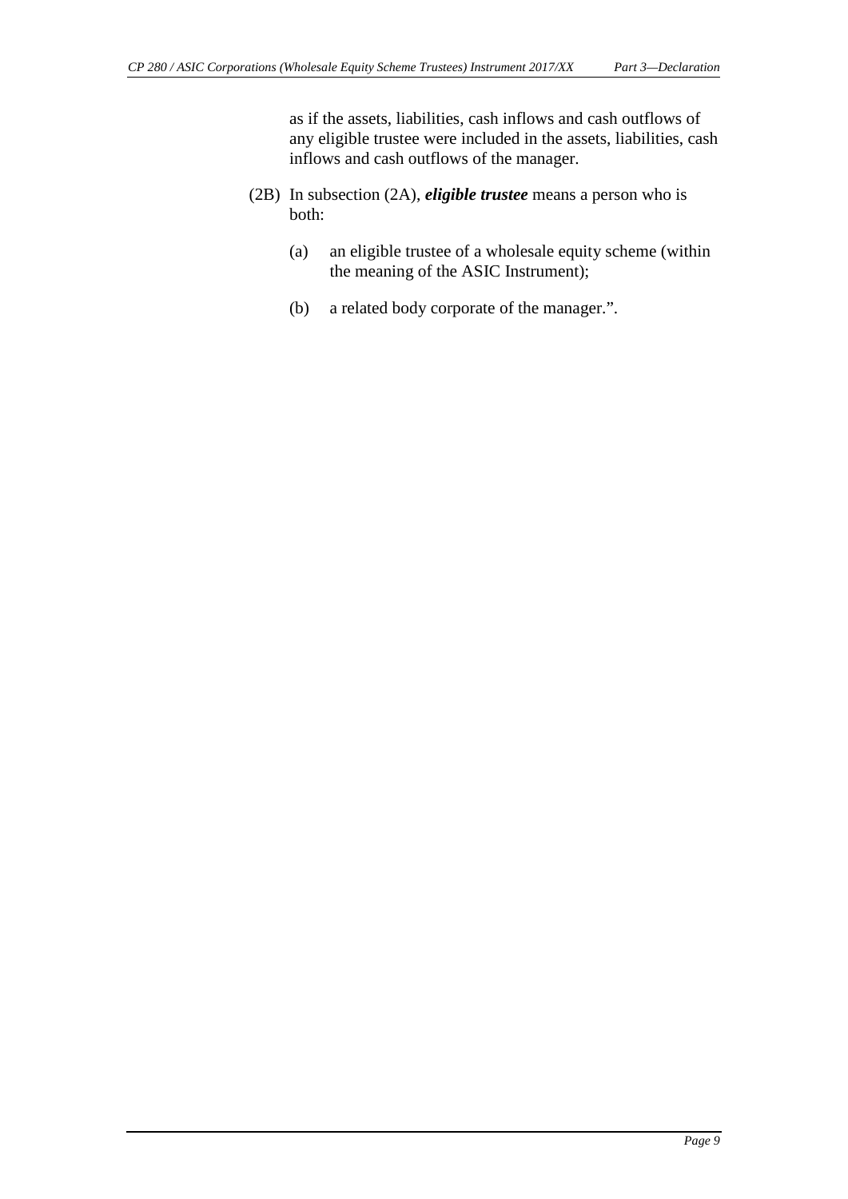as if the assets, liabilities, cash inflows and cash outflows of any eligible trustee were included in the assets, liabilities, cash inflows and cash outflows of the manager.

(2B) In subsection (2A), ***eligible trustee*** means a person who is both:

(a) an eligible trustee of a wholesale equity scheme (within the meaning of the ASIC Instrument);

(b) a related body corporate of the manager.".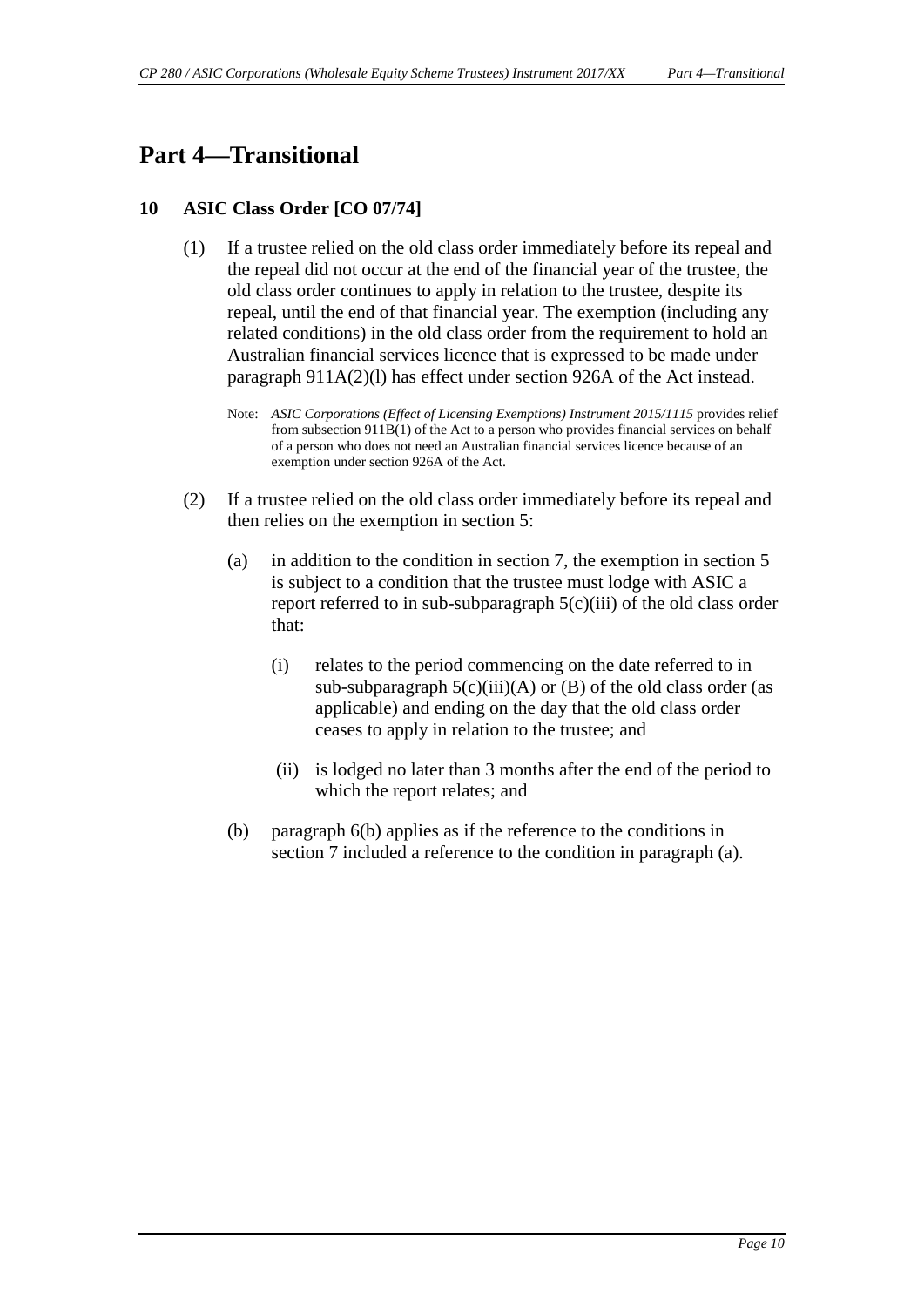# Part 4—Transitional

## 10 ASIC Class Order [CO 07/74]

(1) If a trustee relied on the old class order immediately before its repeal and the repeal did not occur at the end of the financial year of the trustee, the old class order continues to apply in relation to the trustee, despite its repeal, until the end of that financial year. The exemption (including any related conditions) in the old class order from the requirement to hold an Australian financial services licence that is expressed to be made under paragraph 911A(2)(l) has effect under section 926A of the Act instead.

Note: *ASIC Corporations (Effect of Licensing Exemptions) Instrument 2015/1115* provides relief from subsection 911B(1) of the Act to a person who provides financial services on behalf of a person who does not need an Australian financial services licence because of an exemption under section 926A of the Act.

(2) If a trustee relied on the old class order immediately before its repeal and then relies on the exemption in section 5:

(a) in addition to the condition in section 7, the exemption in section 5 is subject to a condition that the trustee must lodge with ASIC a report referred to in sub-subparagraph 5(c)(iii) of the old class order that:

(i) relates to the period commencing on the date referred to in sub-subparagraph 5(c)(iii)(A) or (B) of the old class order (as applicable) and ending on the day that the old class order ceases to apply in relation to the trustee; and

(ii) is lodged no later than 3 months after the end of the period to which the report relates; and

(b) paragraph 6(b) applies as if the reference to the conditions in section 7 included a reference to the condition in paragraph (a).